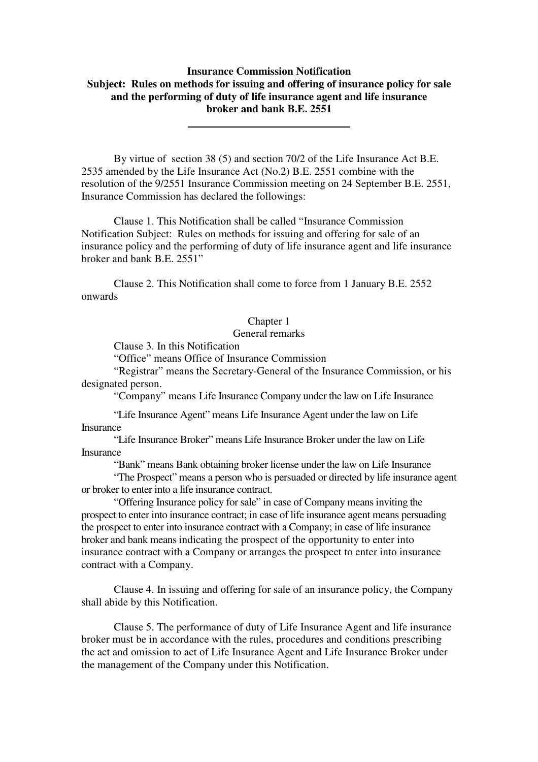**Insurance Commission Notification**
**Subject: Rules on methods for issuing and offering of insurance policy for sale and the performing of duty of life insurance agent and life insurance broker and bank B.E. 2551**

---

By virtue of section 38 (5) and section 70/2 of the Life Insurance Act B.E. 2535 amended by the Life Insurance Act (No.2) B.E. 2551 combine with the resolution of the 9/2551 Insurance Commission meeting on 24 September B.E. 2551, Insurance Commission has declared the followings:

Clause 1. This Notification shall be called "Insurance Commission Notification Subject: Rules on methods for issuing and offering for sale of an insurance policy and the performing of duty of life insurance agent and life insurance broker and bank B.E. 2551"

Clause 2. This Notification shall come to force from 1 January B.E. 2552 onwards

Chapter 1
General remarks

Clause 3. In this Notification

"Office" means Office of Insurance Commission

"Registrar" means the Secretary-General of the Insurance Commission, or his designated person.

"Company" means Life Insurance Company under the law on Life Insurance

"Life Insurance Agent" means Life Insurance Agent under the law on Life Insurance

"Life Insurance Broker" means Life Insurance Broker under the law on Life Insurance

"Bank" means Bank obtaining broker license under the law on Life Insurance

"The Prospect" means a person who is persuaded or directed by life insurance agent or broker to enter into a life insurance contract.

"Offering Insurance policy for sale" in case of Company means inviting the prospect to enter into insurance contract; in case of life insurance agent means persuading the prospect to enter into insurance contract with a Company; in case of life insurance broker and bank means indicating the prospect of the opportunity to enter into insurance contract with a Company or arranges the prospect to enter into insurance contract with a Company.

Clause 4. In issuing and offering for sale of an insurance policy, the Company shall abide by this Notification.

Clause 5. The performance of duty of Life Insurance Agent and life insurance broker must be in accordance with the rules, procedures and conditions prescribing the act and omission to act of Life Insurance Agent and Life Insurance Broker under the management of the Company under this Notification.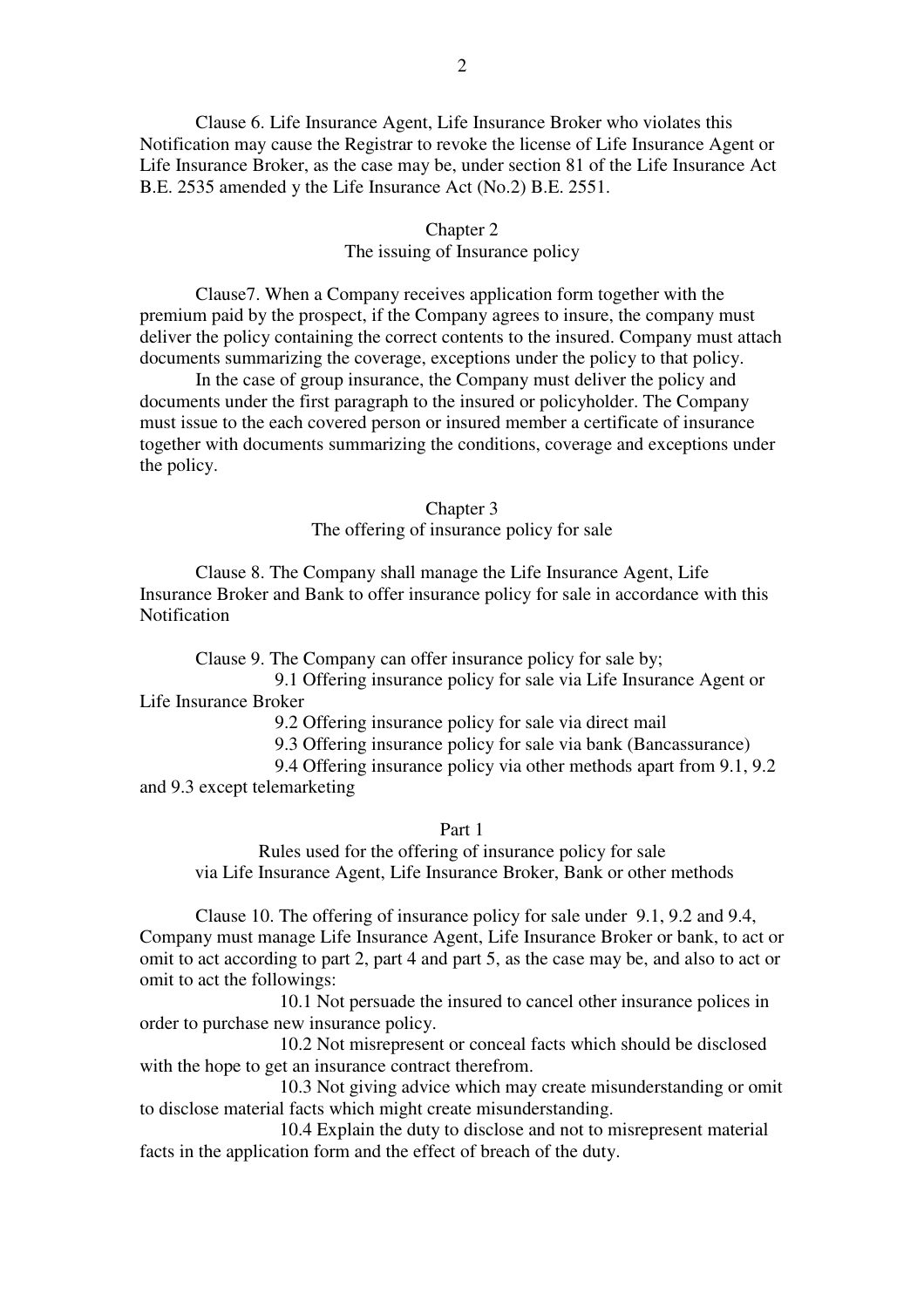Clause 6. Life Insurance Agent, Life Insurance Broker who violates this Notification may cause the Registrar to revoke the license of Life Insurance Agent or Life Insurance Broker, as the case may be, under section 81 of the Life Insurance Act B.E. 2535 amended y the Life Insurance Act (No.2) B.E. 2551.

## Chapter 2
## The issuing of Insurance policy

Clause7. When a Company receives application form together with the premium paid by the prospect, if the Company agrees to insure, the company must deliver the policy containing the correct contents to the insured. Company must attach documents summarizing the coverage, exceptions under the policy to that policy.

In the case of group insurance, the Company must deliver the policy and documents under the first paragraph to the insured or policyholder. The Company must issue to the each covered person or insured member a certificate of insurance together with documents summarizing the conditions, coverage and exceptions under the policy.

## Chapter 3
## The offering of insurance policy for sale

Clause 8. The Company shall manage the Life Insurance Agent, Life Insurance Broker and Bank to offer insurance policy for sale in accordance with this Notification

Clause 9. The Company can offer insurance policy for sale by;

9.1 Offering insurance policy for sale via Life Insurance Agent or Life Insurance Broker

9.2 Offering insurance policy for sale via direct mail

9.3 Offering insurance policy for sale via bank (Bancassurance)

9.4 Offering insurance policy via other methods apart from 9.1, 9.2 and 9.3 except telemarketing

### Part 1
### Rules used for the offering of insurance policy for sale via Life Insurance Agent, Life Insurance Broker, Bank or other methods

Clause 10. The offering of insurance policy for sale under 9.1, 9.2 and 9.4, Company must manage Life Insurance Agent, Life Insurance Broker or bank, to act or omit to act according to part 2, part 4 and part 5, as the case may be, and also to act or omit to act the followings:

10.1 Not persuade the insured to cancel other insurance polices in order to purchase new insurance policy.

10.2 Not misrepresent or conceal facts which should be disclosed with the hope to get an insurance contract therefrom.

10.3 Not giving advice which may create misunderstanding or omit to disclose material facts which might create misunderstanding.

10.4 Explain the duty to disclose and not to misrepresent material facts in the application form and the effect of breach of the duty.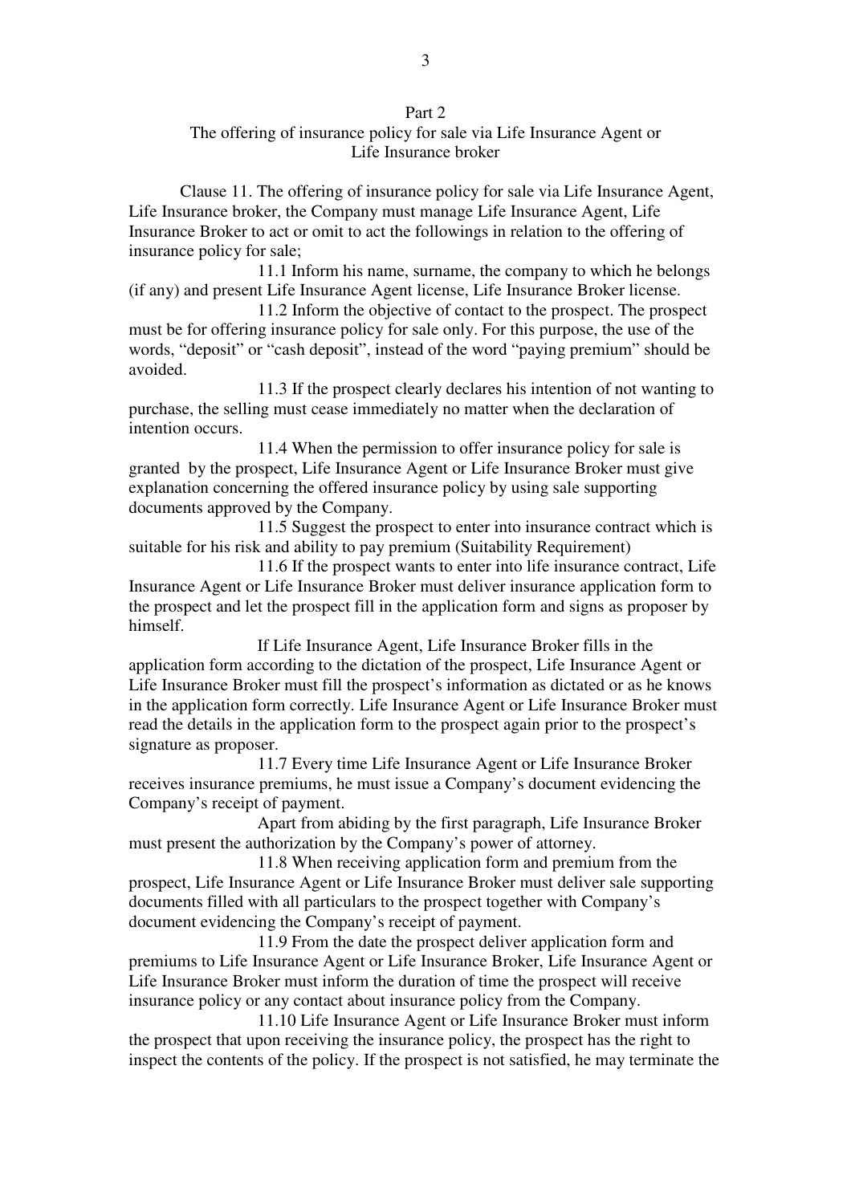# Part 2
## The offering of insurance policy for sale via Life Insurance Agent or Life Insurance broker

Clause 11. The offering of insurance policy for sale via Life Insurance Agent, Life Insurance broker, the Company must manage Life Insurance Agent, Life Insurance Broker to act or omit to act the followings in relation to the offering of insurance policy for sale;

11.1 Inform his name, surname, the company to which he belongs (if any) and present Life Insurance Agent license, Life Insurance Broker license.

11.2 Inform the objective of contact to the prospect. The prospect must be for offering insurance policy for sale only. For this purpose, the use of the words, "deposit" or "cash deposit", instead of the word "paying premium" should be avoided.

11.3 If the prospect clearly declares his intention of not wanting to purchase, the selling must cease immediately no matter when the declaration of intention occurs.

11.4 When the permission to offer insurance policy for sale is granted by the prospect, Life Insurance Agent or Life Insurance Broker must give explanation concerning the offered insurance policy by using sale supporting documents approved by the Company.

11.5 Suggest the prospect to enter into insurance contract which is suitable for his risk and ability to pay premium (Suitability Requirement)

11.6 If the prospect wants to enter into life insurance contract, Life Insurance Agent or Life Insurance Broker must deliver insurance application form to the prospect and let the prospect fill in the application form and signs as proposer by himself.

If Life Insurance Agent, Life Insurance Broker fills in the application form according to the dictation of the prospect, Life Insurance Agent or Life Insurance Broker must fill the prospect's information as dictated or as he knows in the application form correctly. Life Insurance Agent or Life Insurance Broker must read the details in the application form to the prospect again prior to the prospect's signature as proposer.

11.7 Every time Life Insurance Agent or Life Insurance Broker receives insurance premiums, he must issue a Company's document evidencing the Company's receipt of payment.

Apart from abiding by the first paragraph, Life Insurance Broker must present the authorization by the Company's power of attorney.

11.8 When receiving application form and premium from the prospect, Life Insurance Agent or Life Insurance Broker must deliver sale supporting documents filled with all particulars to the prospect together with Company's document evidencing the Company's receipt of payment.

11.9 From the date the prospect deliver application form and premiums to Life Insurance Agent or Life Insurance Broker, Life Insurance Agent or Life Insurance Broker must inform the duration of time the prospect will receive insurance policy or any contact about insurance policy from the Company.

11.10 Life Insurance Agent or Life Insurance Broker must inform the prospect that upon receiving the insurance policy, the prospect has the right to inspect the contents of the policy. If the prospect is not satisfied, he may terminate the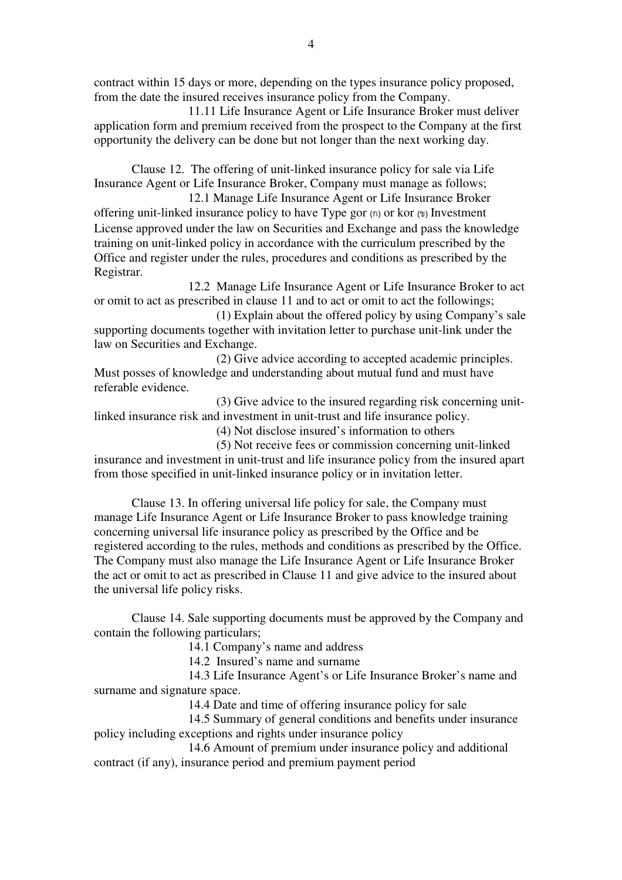contract within 15 days or more, depending on the types insurance policy proposed, from the date the insured receives insurance policy from the Company.

11.11 Life Insurance Agent or Life Insurance Broker must deliver application form and premium received from the prospect to the Company at the first opportunity the delivery can be done but not longer than the next working day.

Clause 12. The offering of unit-linked insurance policy for sale via Life Insurance Agent or Life Insurance Broker, Company must manage as follows;

12.1 Manage Life Insurance Agent or Life Insurance Broker offering unit-linked insurance policy to have Type gor (ก) or kor (ข) Investment License approved under the law on Securities and Exchange and pass the knowledge training on unit-linked policy in accordance with the curriculum prescribed by the Office and register under the rules, procedures and conditions as prescribed by the Registrar.

12.2 Manage Life Insurance Agent or Life Insurance Broker to act or omit to act as prescribed in clause 11 and to act or omit to act the followings;

(1) Explain about the offered policy by using Company's sale supporting documents together with invitation letter to purchase unit-link under the law on Securities and Exchange.

(2) Give advice according to accepted academic principles. Must posses of knowledge and understanding about mutual fund and must have referable evidence.

(3) Give advice to the insured regarding risk concerning unit-linked insurance risk and investment in unit-trust and life insurance policy.

(4) Not disclose insured's information to others

(5) Not receive fees or commission concerning unit-linked insurance and investment in unit-trust and life insurance policy from the insured apart from those specified in unit-linked insurance policy or in invitation letter.

Clause 13. In offering universal life policy for sale, the Company must manage Life Insurance Agent or Life Insurance Broker to pass knowledge training concerning universal life insurance policy as prescribed by the Office and be registered according to the rules, methods and conditions as prescribed by the Office. The Company must also manage the Life Insurance Agent or Life Insurance Broker the act or omit to act as prescribed in Clause 11 and give advice to the insured about the universal life policy risks.

Clause 14. Sale supporting documents must be approved by the Company and contain the following particulars;

14.1 Company's name and address

14.2 Insured's name and surname

14.3 Life Insurance Agent's or Life Insurance Broker's name and surname and signature space.

14.4 Date and time of offering insurance policy for sale

14.5 Summary of general conditions and benefits under insurance policy including exceptions and rights under insurance policy

14.6 Amount of premium under insurance policy and additional contract (if any), insurance period and premium payment period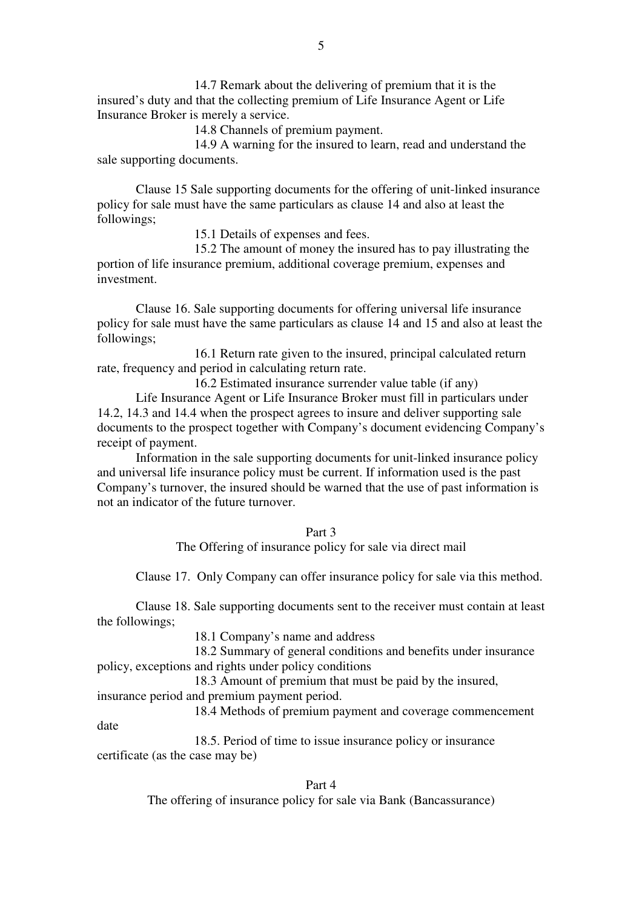14.7 Remark about the delivering of premium that it is the insured's duty and that the collecting premium of Life Insurance Agent or Life Insurance Broker is merely a service.

14.8 Channels of premium payment.

14.9 A warning for the insured to learn, read and understand the sale supporting documents.

Clause 15 Sale supporting documents for the offering of unit-linked insurance policy for sale must have the same particulars as clause 14 and also at least the followings;

15.1 Details of expenses and fees.

15.2 The amount of money the insured has to pay illustrating the portion of life insurance premium, additional coverage premium, expenses and investment.

Clause 16. Sale supporting documents for offering universal life insurance policy for sale must have the same particulars as clause 14 and 15 and also at least the followings;

16.1 Return rate given to the insured, principal calculated return rate, frequency and period in calculating return rate.

16.2 Estimated insurance surrender value table (if any)

Life Insurance Agent or Life Insurance Broker must fill in particulars under 14.2, 14.3 and 14.4 when the prospect agrees to insure and deliver supporting sale documents to the prospect together with Company's document evidencing Company's receipt of payment.

Information in the sale supporting documents for unit-linked insurance policy and universal life insurance policy must be current. If information used is the past Company's turnover, the insured should be warned that the use of past information is not an indicator of the future turnover.

## Part 3
## The Offering of insurance policy for sale via direct mail

Clause 17. Only Company can offer insurance policy for sale via this method.

Clause 18. Sale supporting documents sent to the receiver must contain at least the followings;

18.1 Company's name and address

18.2 Summary of general conditions and benefits under insurance policy, exceptions and rights under policy conditions

18.3 Amount of premium that must be paid by the insured, insurance period and premium payment period.

18.4 Methods of premium payment and coverage commencement date

18.5. Period of time to issue insurance policy or insurance certificate (as the case may be)

## Part 4
## The offering of insurance policy for sale via Bank (Bancassurance)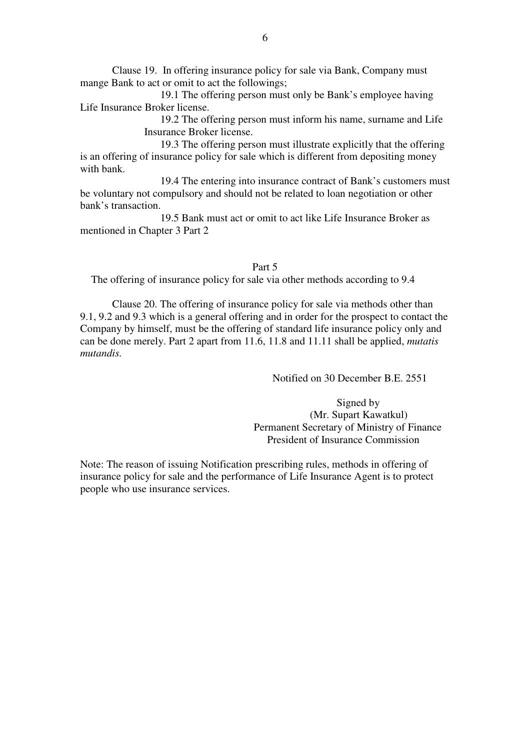Clause 19. In offering insurance policy for sale via Bank, Company must mange Bank to act or omit to act the followings;

19.1 The offering person must only be Bank's employee having Life Insurance Broker license.

19.2 The offering person must inform his name, surname and Life Insurance Broker license.

19.3 The offering person must illustrate explicitly that the offering is an offering of insurance policy for sale which is different from depositing money with bank.

19.4 The entering into insurance contract of Bank's customers must be voluntary not compulsory and should not be related to loan negotiation or other bank's transaction.

19.5 Bank must act or omit to act like Life Insurance Broker as mentioned in Chapter 3 Part 2

## Part 5

## The offering of insurance policy for sale via other methods according to 9.4

Clause 20. The offering of insurance policy for sale via methods other than 9.1, 9.2 and 9.3 which is a general offering and in order for the prospect to contact the Company by himself, must be the offering of standard life insurance policy only and can be done merely. Part 2 apart from 11.6, 11.8 and 11.11 shall be applied, *mutatis mutandis.*

Notified on 30 December B.E. 2551

Signed by
(Mr. Supart Kawatkul)
Permanent Secretary of Ministry of Finance
President of Insurance Commission

Note: The reason of issuing Notification prescribing rules, methods in offering of insurance policy for sale and the performance of Life Insurance Agent is to protect people who use insurance services.